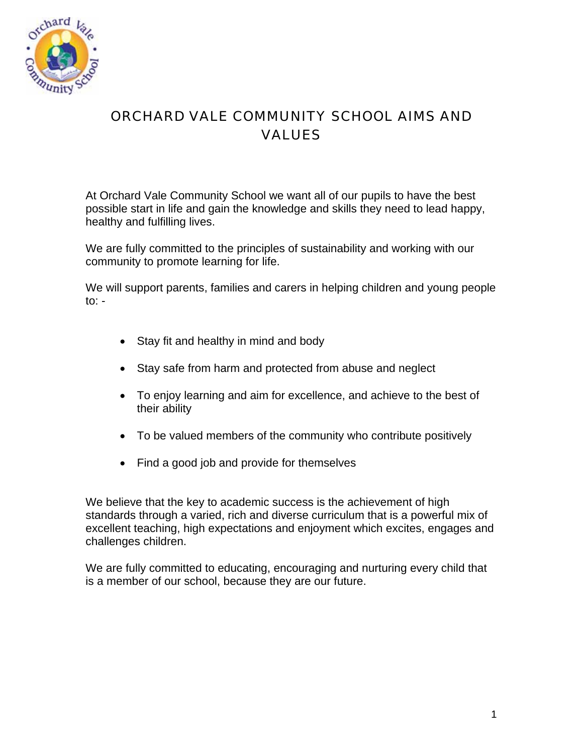# ORCHARD VALE COMMUNITY SCHOOL AIMS AND VALUES

At Orchard Vale Community School we want all of our pupils to have the best possible start in life and gain the knowledge and skills they need to lead happy, healthy and fulfilling lives.

We are fully committed to the principles of sustainability and working with our community to promote learning for life.

We will support parents, families and carers in helping children and young people to: -

- Stay fit and healthy in mind and body
- Stay safe from harm and protected from abuse and neglect
- To enjoy learning and aim for excellence, and achieve to the best of their ability
- To be valued members of the community who contribute positively
- Find a good job and provide for themselves

We believe that the key to academic success is the achievement of high standards through a varied, rich and diverse curriculum that is a powerful mix of excellent teaching, high expectations and enjoyment which excites, engages and challenges children.

We are fully committed to educating, encouraging and nurturing every child that is a member of our school, because they are our future.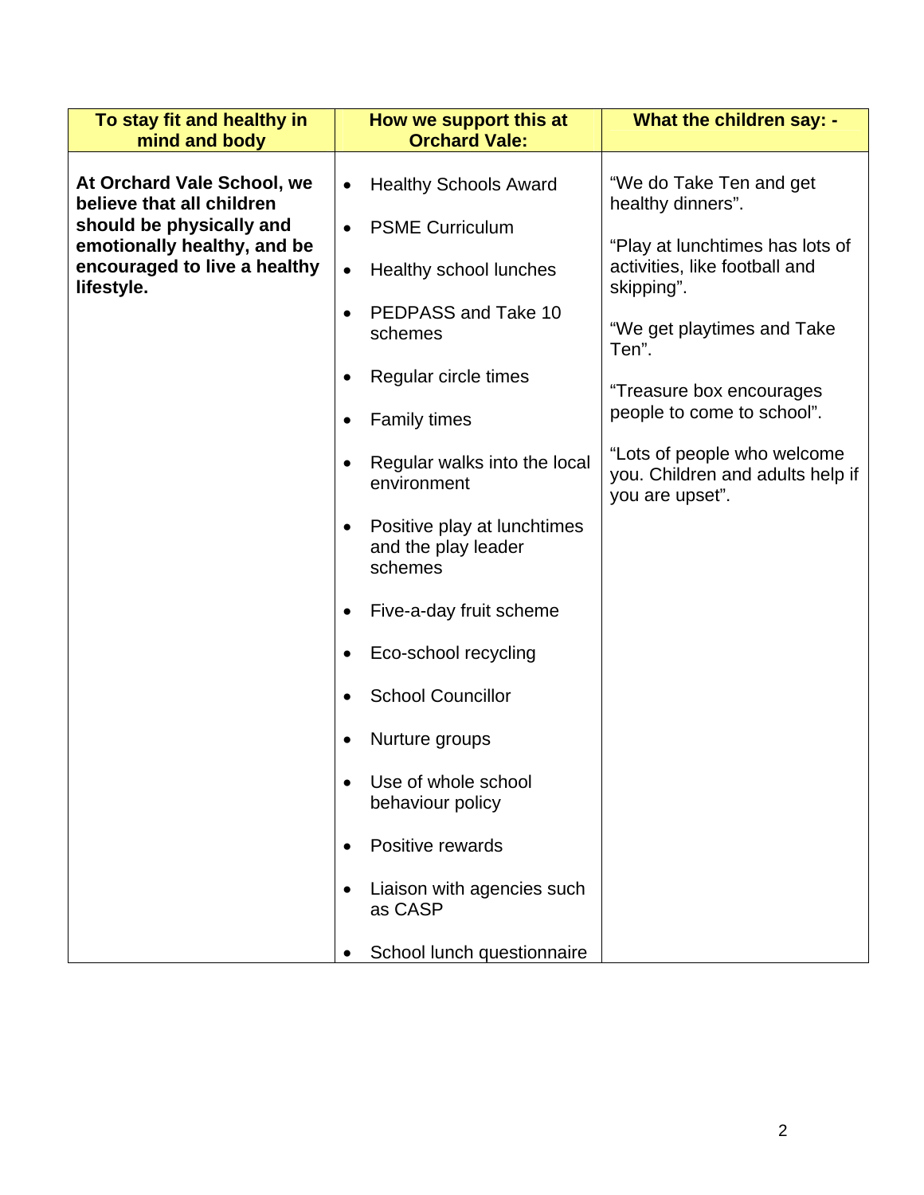| To stay fit and healthy in mind and body | How we support this at Orchard Vale: | What the children say: - |
|---|---|---|
| **At Orchard Vale School, we believe that all children should be physically and emotionally healthy, and be encouraged to live a healthy lifestyle.** | • Healthy Schools Award<br>• PSME Curriculum<br>• Healthy school lunches<br>• PEDPASS and Take 10 schemes<br>• Regular circle times<br>• Family times<br>• Regular walks into the local environment<br>• Positive play at lunchtimes and the play leader schemes<br>• Five-a-day fruit scheme<br>• Eco-school recycling<br>• School Councillor<br>• Nurture groups<br>• Use of whole school behaviour policy<br>• Positive rewards<br>• Liaison with agencies such as CASP<br>• School lunch questionnaire | "We do Take Ten and get healthy dinners".<br><br>"Play at lunchtimes has lots of activities, like football and skipping".<br><br>"We get playtimes and Take Ten".<br><br>"Treasure box encourages people to come to school".<br><br>"Lots of people who welcome you. Children and adults help if you are upset". |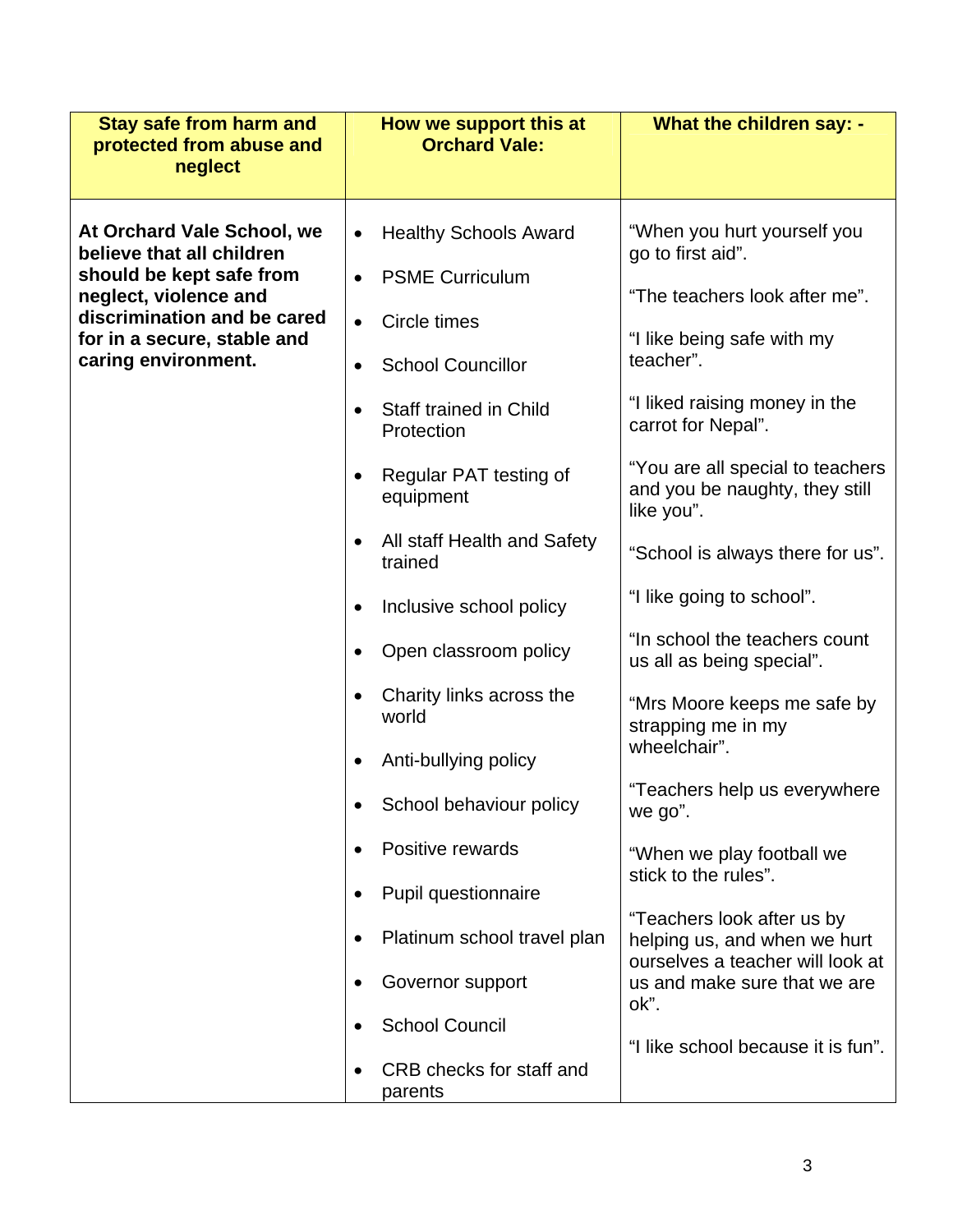| Stay safe from harm and protected from abuse and neglect | How we support this at Orchard Vale: | What the children say: - |
|---|---|---|
| **At Orchard Vale School, we believe that all children should be kept safe from neglect, violence and discrimination and be cared for in a secure, stable and caring environment.** | • Healthy Schools Award<br>• PSME Curriculum<br>• Circle times<br>• School Councillor<br>• Staff trained in Child Protection<br>• Regular PAT testing of equipment<br>• All staff Health and Safety trained<br>• Inclusive school policy<br>• Open classroom policy<br>• Charity links across the world<br>• Anti-bullying policy<br>• School behaviour policy<br>• Positive rewards<br>• Pupil questionnaire<br>• Platinum school travel plan<br>• Governor support<br>• School Council<br>• CRB checks for staff and parents | "When you hurt yourself you go to first aid".<br><br>"The teachers look after me".<br><br>"I like being safe with my teacher".<br><br>"I liked raising money in the carrot for Nepal".<br><br>"You are all special to teachers and you be naughty, they still like you".<br><br>"School is always there for us".<br><br>"I like going to school".<br><br>"In school the teachers count us all as being special".<br><br>"Mrs Moore keeps me safe by strapping me in my wheelchair".<br><br>"Teachers help us everywhere we go".<br><br>"When we play football we stick to the rules".<br><br>"Teachers look after us by helping us, and when we hurt ourselves a teacher will look at us and make sure that we are ok".<br><br>"I like school because it is fun". |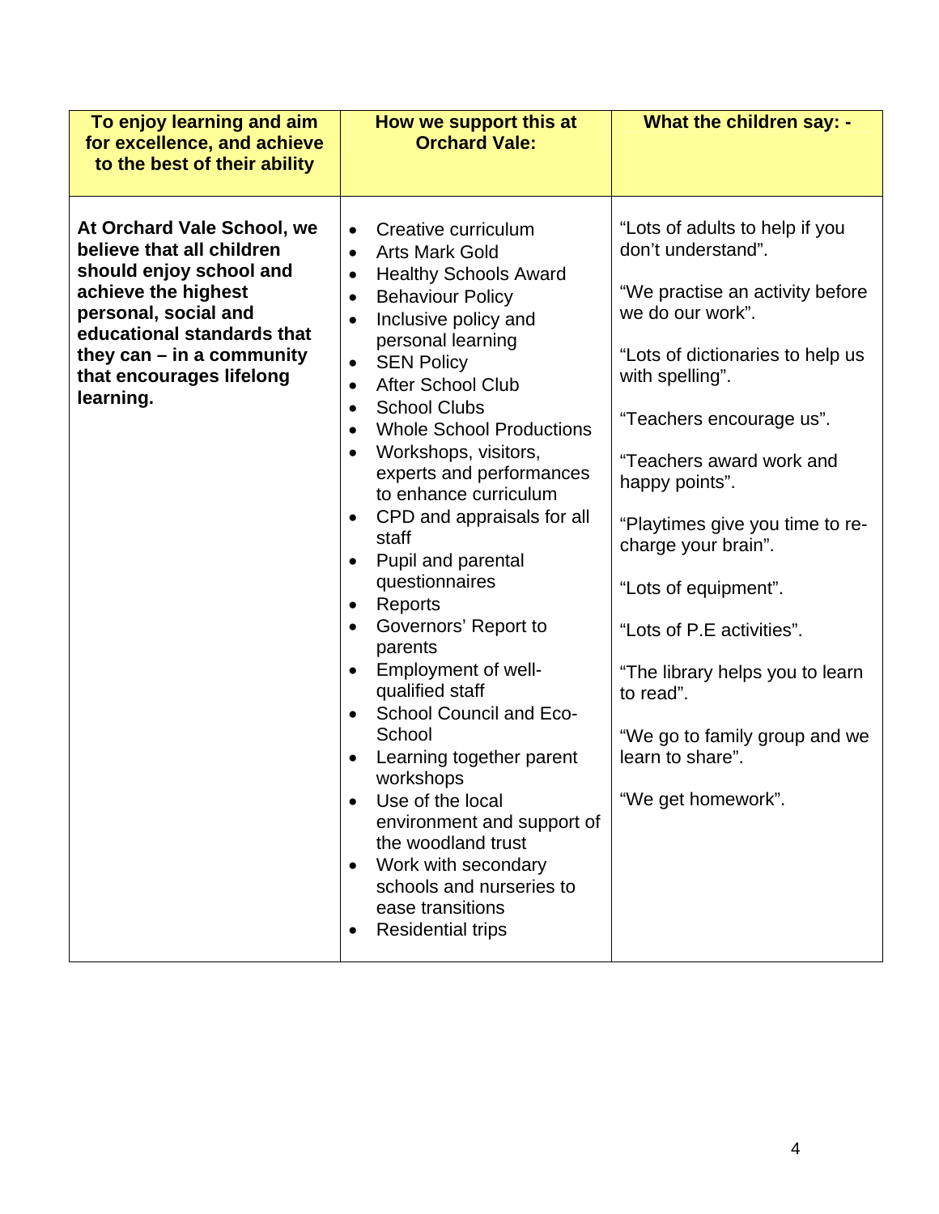| To enjoy learning and aim for excellence, and achieve to the best of their ability | How we support this at Orchard Vale: | What the children say: - |
|---|---|---|
| **At Orchard Vale School, we believe that all children should enjoy school and achieve the highest personal, social and educational standards that they can – in a community that encourages lifelong learning.** | • Creative curriculum<br>• Arts Mark Gold<br>• Healthy Schools Award<br>• Behaviour Policy<br>• Inclusive policy and personal learning<br>• SEN Policy<br>• After School Club<br>• School Clubs<br>• Whole School Productions<br>• Workshops, visitors, experts and performances to enhance curriculum<br>• CPD and appraisals for all staff<br>• Pupil and parental questionnaires<br>• Reports<br>• Governors' Report to parents<br>• Employment of well-qualified staff<br>• School Council and Eco-School<br>• Learning together parent workshops<br>• Use of the local environment and support of the woodland trust<br>• Work with secondary schools and nurseries to ease transitions<br>• Residential trips | "Lots of adults to help if you don't understand".<br><br>"We practise an activity before we do our work".<br><br>"Lots of dictionaries to help us with spelling".<br><br>"Teachers encourage us".<br><br>"Teachers award work and happy points".<br><br>"Playtimes give you time to re-charge your brain".<br><br>"Lots of equipment".<br><br>"Lots of P.E activities".<br><br>"The library helps you to learn to read".<br><br>"We go to family group and we learn to share".<br><br>"We get homework". |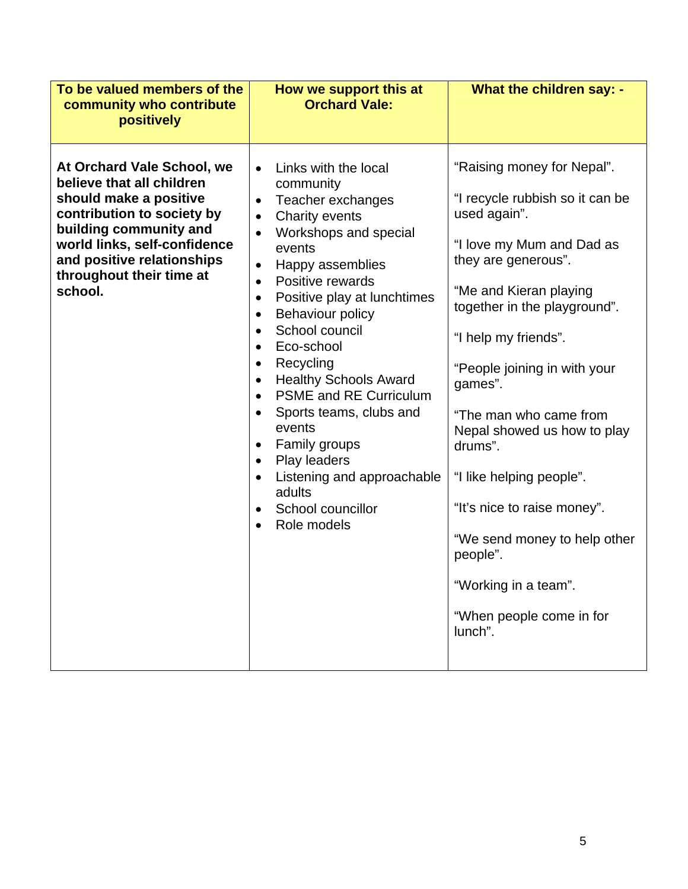| To be valued members of the community who contribute positively | How we support this at Orchard Vale: | What the children say: - |
|---|---|---|
| **At Orchard Vale School, we believe that all children should make a positive contribution to society by building community and world links, self-confidence and positive relationships throughout their time at school.** | • Links with the local community<br>• Teacher exchanges<br>• Charity events<br>• Workshops and special events<br>• Happy assemblies<br>• Positive rewards<br>• Positive play at lunchtimes<br>• Behaviour policy<br>• School council<br>• Eco-school<br>• Recycling<br>• Healthy Schools Award<br>• PSME and RE Curriculum<br>• Sports teams, clubs and events<br>• Family groups<br>• Play leaders<br>• Listening and approachable adults<br>• School councillor<br>• Role models | "Raising money for Nepal".<br><br>"I recycle rubbish so it can be used again".<br><br>"I love my Mum and Dad as they are generous".<br><br>"Me and Kieran playing together in the playground".<br><br>"I help my friends".<br><br>"People joining in with your games".<br><br>"The man who came from Nepal showed us how to play drums".<br><br>"I like helping people".<br><br>"It's nice to raise money".<br><br>"We send money to help other people".<br><br>"Working in a team".<br><br>"When people come in for lunch". |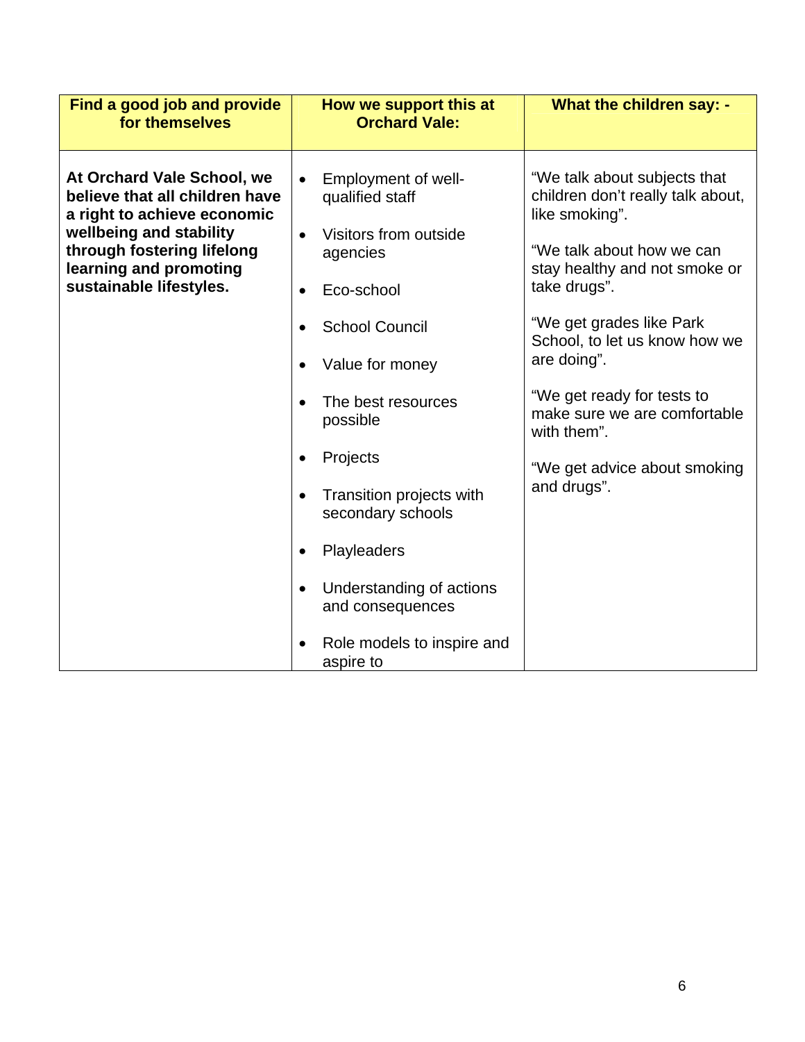| Find a good job and provide for themselves | How we support this at Orchard Vale: | What the children say: - |
|---|---|---|
| **At Orchard Vale School, we believe that all children have a right to achieve economic wellbeing and stability through fostering lifelong learning and promoting sustainable lifestyles.** | • Employment of well-qualified staff<br>• Visitors from outside agencies<br>• Eco-school<br>• School Council<br>• Value for money<br>• The best resources possible<br>• Projects<br>• Transition projects with secondary schools<br>• Playleaders<br>• Understanding of actions and consequences<br>• Role models to inspire and aspire to | "We talk about subjects that children don't really talk about, like smoking".<br><br>"We talk about how we can stay healthy and not smoke or take drugs".<br><br>"We get grades like Park School, to let us know how we are doing".<br><br>"We get ready for tests to make sure we are comfortable with them".<br><br>"We get advice about smoking and drugs". |